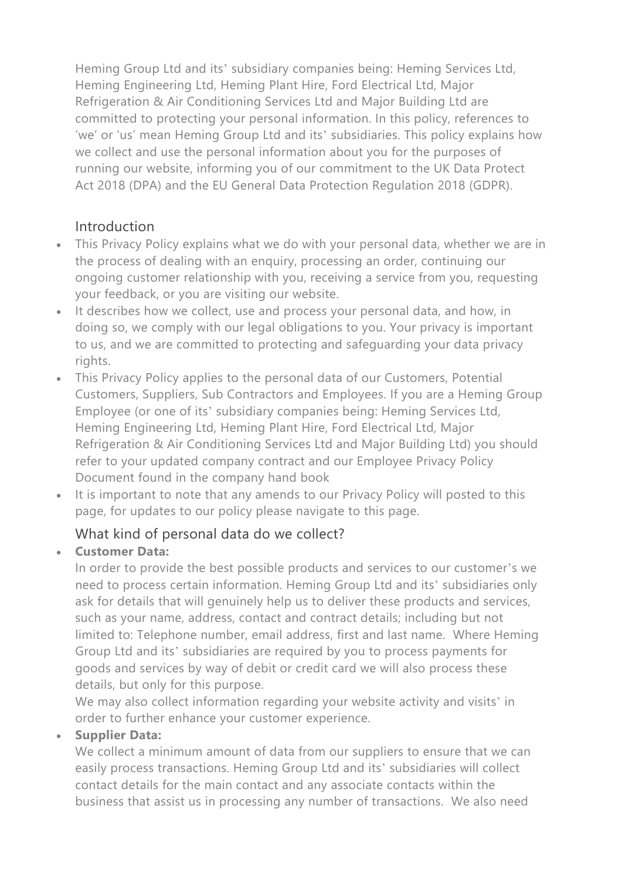Heming Group Ltd and its' subsidiary companies being: Heming Services Ltd, Heming Engineering Ltd, Heming Plant Hire, Ford Electrical Ltd, Major Refrigeration & Air Conditioning Services Ltd and Major Building Ltd are committed to protecting your personal information. In this policy, references to 'we' or 'us' mean Heming Group Ltd and its' subsidiaries. This policy explains how we collect and use the personal information about you for the purposes of running our website, informing you of our commitment to the UK Data Protect Act 2018 (DPA) and the EU General Data Protection Regulation 2018 (GDPR).

## Introduction

- This Privacy Policy explains what we do with your personal data, whether we are in the process of dealing with an enquiry, processing an order, continuing our ongoing customer relationship with you, receiving a service from you, requesting your feedback, or you are visiting our website.
- It describes how we collect, use and process your personal data, and how, in doing so, we comply with our legal obligations to you. Your privacy is important to us, and we are committed to protecting and safeguarding your data privacy rights.
- This Privacy Policy applies to the personal data of our Customers, Potential Customers, Suppliers, Sub Contractors and Employees. If you are a Heming Group Employee (or one of its' subsidiary companies being: Heming Services Ltd, Heming Engineering Ltd, Heming Plant Hire, Ford Electrical Ltd, Major Refrigeration & Air Conditioning Services Ltd and Major Building Ltd) you should refer to your updated company contract and our Employee Privacy Policy Document found in the company hand book
- It is important to note that any amends to our Privacy Policy will posted to this page, for updates to our policy please navigate to this page.

## What kind of personal data do we collect?

- **Customer Data:**
  In order to provide the best possible products and services to our customer's we need to process certain information. Heming Group Ltd and its' subsidiaries only ask for details that will genuinely help us to deliver these products and services, such as your name, address, contact and contract details; including but not limited to: Telephone number, email address, first and last name. Where Heming Group Ltd and its' subsidiaries are required by you to process payments for goods and services by way of debit or credit card we will also process these details, but only for this purpose.
  We may also collect information regarding your website activity and visits' in order to further enhance your customer experience.
- **Supplier Data:**
  We collect a minimum amount of data from our suppliers to ensure that we can easily process transactions. Heming Group Ltd and its' subsidiaries will collect contact details for the main contact and any associate contacts within the business that assist us in processing any number of transactions. We also need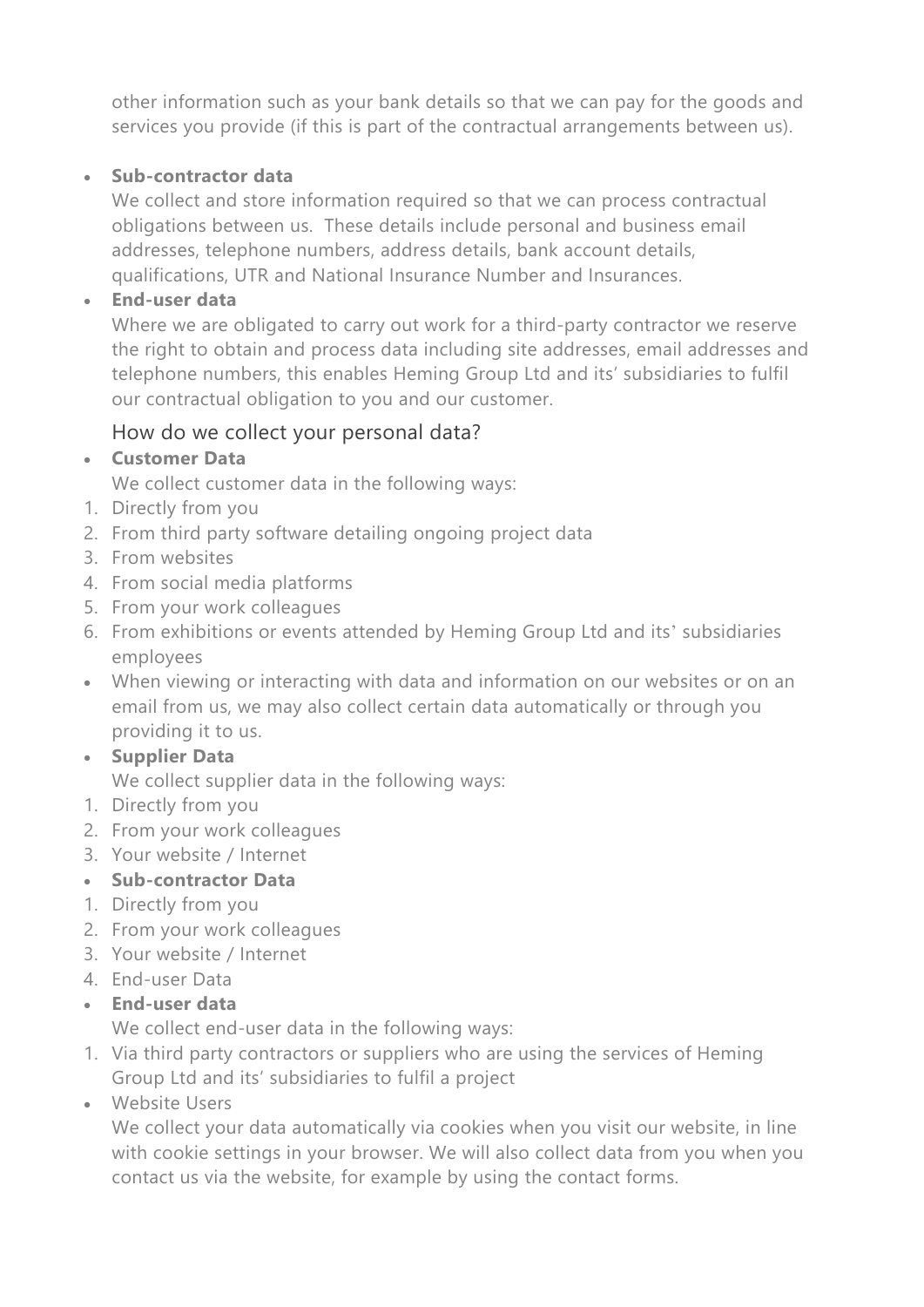other information such as your bank details so that we can pay for the goods and services you provide (if this is part of the contractual arrangements between us).

- **Sub-contractor data**
  We collect and store information required so that we can process contractual obligations between us. These details include personal and business email addresses, telephone numbers, address details, bank account details, qualifications, UTR and National Insurance Number and Insurances.
- **End-user data**
  Where we are obligated to carry out work for a third-party contractor we reserve the right to obtain and process data including site addresses, email addresses and telephone numbers, this enables Heming Group Ltd and its' subsidiaries to fulfil our contractual obligation to you and our customer.

## How do we collect your personal data?

- **Customer Data**
  We collect customer data in the following ways:

1. Directly from you
2. From third party software detailing ongoing project data
3. From websites
4. From social media platforms
5. From your work colleagues
6. From exhibitions or events attended by Heming Group Ltd and its' subsidiaries employees

- When viewing or interacting with data and information on our websites or on an email from us, we may also collect certain data automatically or through you providing it to us.
- **Supplier Data**
  We collect supplier data in the following ways:

1. Directly from you
2. From your work colleagues
3. Your website / Internet

- **Sub-contractor Data**

1. Directly from you
2. From your work colleagues
3. Your website / Internet
4. End-user Data

- **End-user data**
  We collect end-user data in the following ways:

1. Via third party contractors or suppliers who are using the services of Heming Group Ltd and its' subsidiaries to fulfil a project

- Website Users
  We collect your data automatically via cookies when you visit our website, in line with cookie settings in your browser. We will also collect data from you when you contact us via the website, for example by using the contact forms.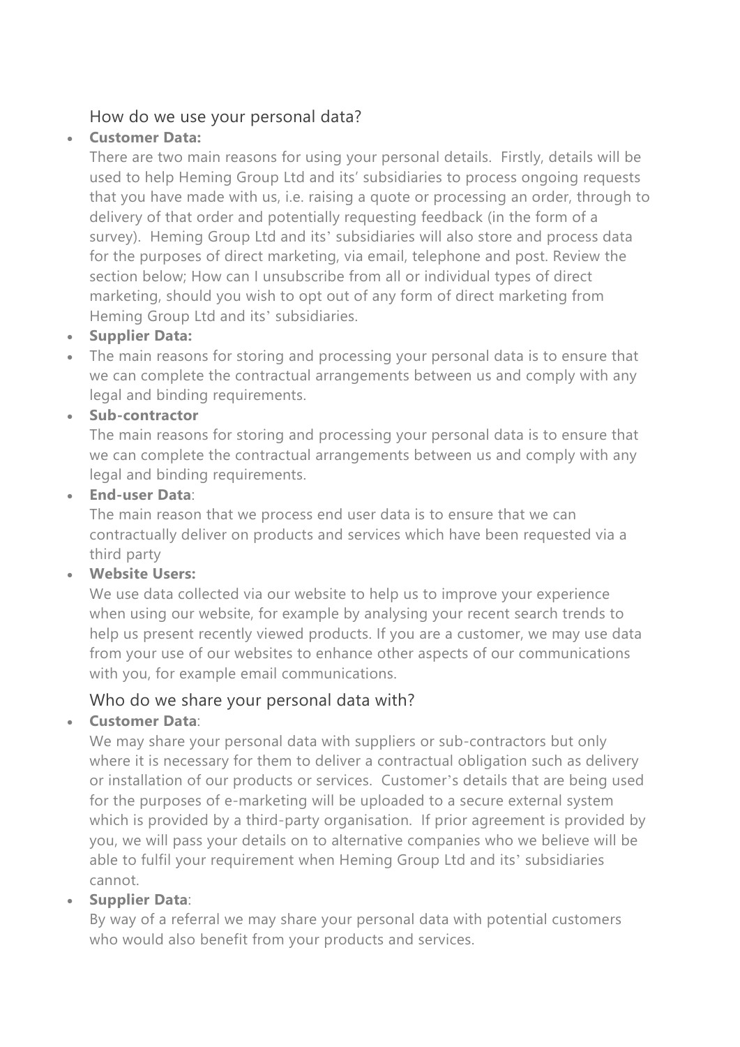## How do we use your personal data?

- **Customer Data:**
  There are two main reasons for using your personal details. Firstly, details will be used to help Heming Group Ltd and its' subsidiaries to process ongoing requests that you have made with us, i.e. raising a quote or processing an order, through to delivery of that order and potentially requesting feedback (in the form of a survey). Heming Group Ltd and its' subsidiaries will also store and process data for the purposes of direct marketing, via email, telephone and post. Review the section below; How can I unsubscribe from all or individual types of direct marketing, should you wish to opt out of any form of direct marketing from Heming Group Ltd and its' subsidiaries.
- **Supplier Data:**
- The main reasons for storing and processing your personal data is to ensure that we can complete the contractual arrangements between us and comply with any legal and binding requirements.
- **Sub-contractor**
  The main reasons for storing and processing your personal data is to ensure that we can complete the contractual arrangements between us and comply with any legal and binding requirements.
- **End-user Data**:
  The main reason that we process end user data is to ensure that we can contractually deliver on products and services which have been requested via a third party
- **Website Users:**
  We use data collected via our website to help us to improve your experience when using our website, for example by analysing your recent search trends to help us present recently viewed products. If you are a customer, we may use data from your use of our websites to enhance other aspects of our communications with you, for example email communications.

## Who do we share your personal data with?

- **Customer Data**:
  We may share your personal data with suppliers or sub-contractors but only where it is necessary for them to deliver a contractual obligation such as delivery or installation of our products or services. Customer's details that are being used for the purposes of e-marketing will be uploaded to a secure external system which is provided by a third-party organisation. If prior agreement is provided by you, we will pass your details on to alternative companies who we believe will be able to fulfil your requirement when Heming Group Ltd and its' subsidiaries cannot.
- **Supplier Data**:
  By way of a referral we may share your personal data with potential customers who would also benefit from your products and services.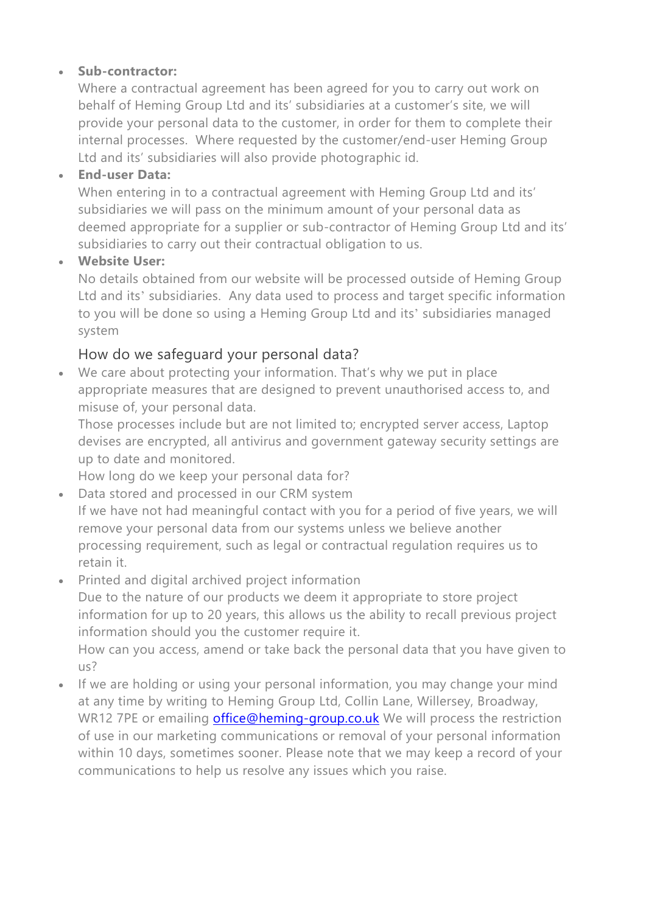- **Sub-contractor:**
  Where a contractual agreement has been agreed for you to carry out work on behalf of Heming Group Ltd and its' subsidiaries at a customer's site, we will provide your personal data to the customer, in order for them to complete their internal processes. Where requested by the customer/end-user Heming Group Ltd and its' subsidiaries will also provide photographic id.
- **End-user Data:**
  When entering in to a contractual agreement with Heming Group Ltd and its' subsidiaries we will pass on the minimum amount of your personal data as deemed appropriate for a supplier or sub-contractor of Heming Group Ltd and its' subsidiaries to carry out their contractual obligation to us.
- **Website User:**
  No details obtained from our website will be processed outside of Heming Group Ltd and its' subsidiaries. Any data used to process and target specific information to you will be done so using a Heming Group Ltd and its' subsidiaries managed system

### How do we safeguard your personal data?

- We care about protecting your information. That's why we put in place appropriate measures that are designed to prevent unauthorised access to, and misuse of, your personal data.
  Those processes include but are not limited to; encrypted server access, Laptop devises are encrypted, all antivirus and government gateway security settings are up to date and monitored.
  How long do we keep your personal data for?
- Data stored and processed in our CRM system
  If we have not had meaningful contact with you for a period of five years, we will remove your personal data from our systems unless we believe another processing requirement, such as legal or contractual regulation requires us to retain it.
- Printed and digital archived project information
  Due to the nature of our products we deem it appropriate to store project information for up to 20 years, this allows us the ability to recall previous project information should you the customer require it.
  How can you access, amend or take back the personal data that you have given to us?
- If we are holding or using your personal information, you may change your mind at any time by writing to Heming Group Ltd, Collin Lane, Willersey, Broadway, WR12 7PE or emailing office@heming-group.co.uk We will process the restriction of use in our marketing communications or removal of your personal information within 10 days, sometimes sooner. Please note that we may keep a record of your communications to help us resolve any issues which you raise.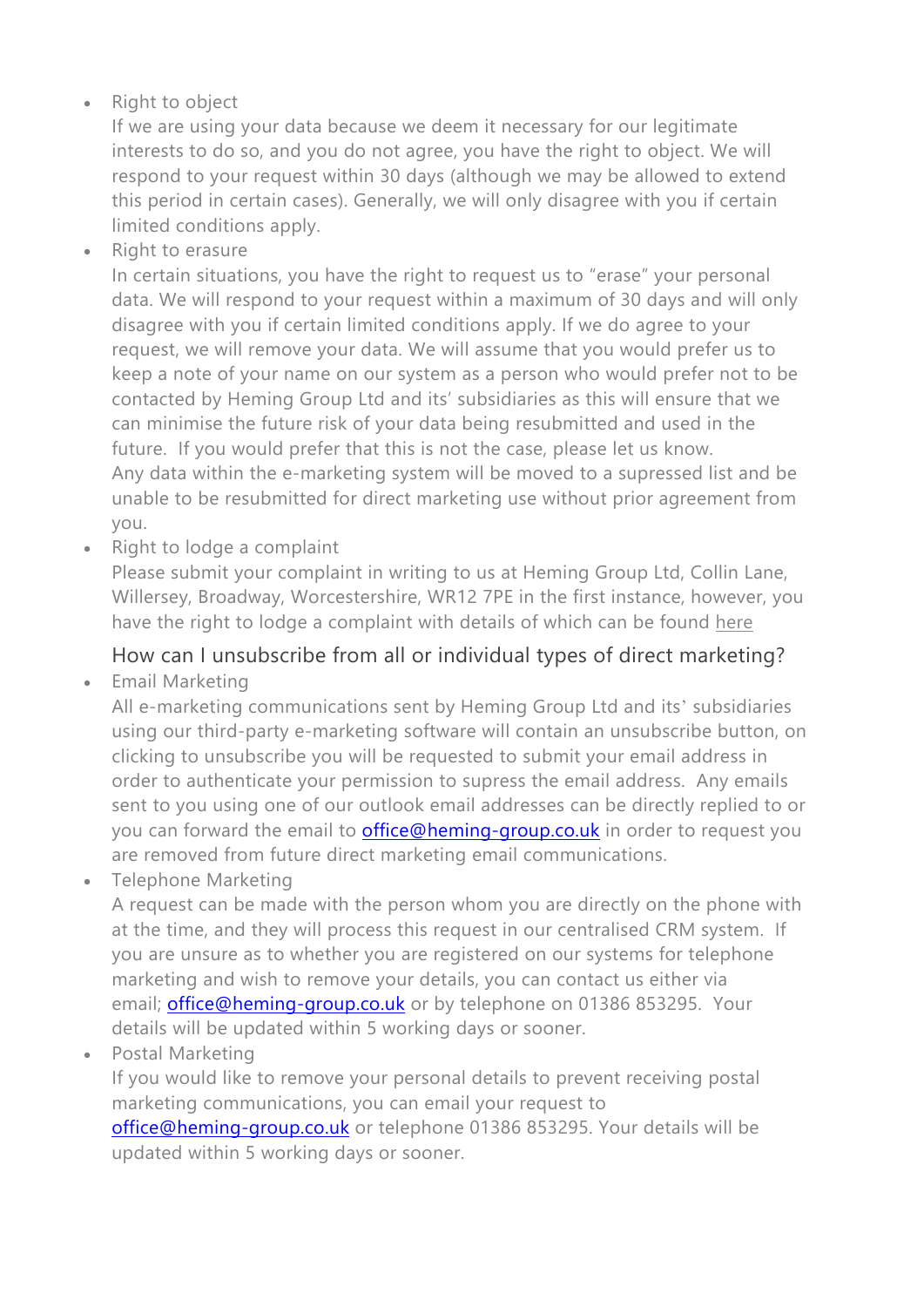- Right to object
  If we are using your data because we deem it necessary for our legitimate interests to do so, and you do not agree, you have the right to object. We will respond to your request within 30 days (although we may be allowed to extend this period in certain cases). Generally, we will only disagree with you if certain limited conditions apply.
- Right to erasure
  In certain situations, you have the right to request us to "erase" your personal data. We will respond to your request within a maximum of 30 days and will only disagree with you if certain limited conditions apply. If we do agree to your request, we will remove your data. We will assume that you would prefer us to keep a note of your name on our system as a person who would prefer not to be contacted by Heming Group Ltd and its' subsidiaries as this will ensure that we can minimise the future risk of your data being resubmitted and used in the future. If you would prefer that this is not the case, please let us know.
  Any data within the e-marketing system will be moved to a supressed list and be unable to be resubmitted for direct marketing use without prior agreement from you.
- Right to lodge a complaint
  Please submit your complaint in writing to us at Heming Group Ltd, Collin Lane, Willersey, Broadway, Worcestershire, WR12 7PE in the first instance, however, you have the right to lodge a complaint with details of which can be found here

## How can I unsubscribe from all or individual types of direct marketing?

- Email Marketing
  All e-marketing communications sent by Heming Group Ltd and its' subsidiaries using our third-party e-marketing software will contain an unsubscribe button, on clicking to unsubscribe you will be requested to submit your email address in order to authenticate your permission to supress the email address. Any emails sent to you using one of our outlook email addresses can be directly replied to or you can forward the email to office@heming-group.co.uk in order to request you are removed from future direct marketing email communications.
- Telephone Marketing
  A request can be made with the person whom you are directly on the phone with at the time, and they will process this request in our centralised CRM system. If you are unsure as to whether you are registered on our systems for telephone marketing and wish to remove your details, you can contact us either via email; office@heming-group.co.uk or by telephone on 01386 853295. Your details will be updated within 5 working days or sooner.
- Postal Marketing
  If you would like to remove your personal details to prevent receiving postal marketing communications, you can email your request to office@heming-group.co.uk or telephone 01386 853295. Your details will be updated within 5 working days or sooner.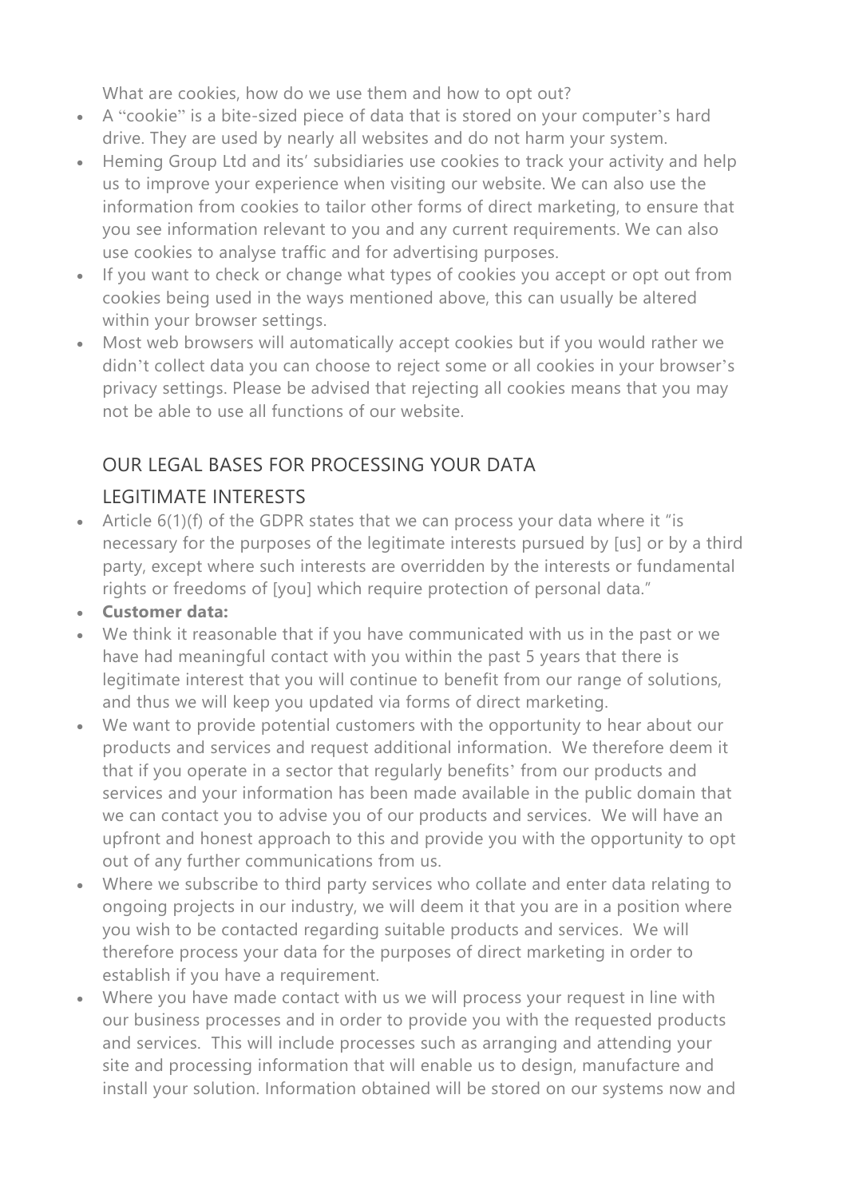What are cookies, how do we use them and how to opt out?

- A "cookie" is a bite-sized piece of data that is stored on your computer's hard drive. They are used by nearly all websites and do not harm your system.
- Heming Group Ltd and its' subsidiaries use cookies to track your activity and help us to improve your experience when visiting our website. We can also use the information from cookies to tailor other forms of direct marketing, to ensure that you see information relevant to you and any current requirements. We can also use cookies to analyse traffic and for advertising purposes.
- If you want to check or change what types of cookies you accept or opt out from cookies being used in the ways mentioned above, this can usually be altered within your browser settings.
- Most web browsers will automatically accept cookies but if you would rather we didn't collect data you can choose to reject some or all cookies in your browser's privacy settings. Please be advised that rejecting all cookies means that you may not be able to use all functions of our website.

## OUR LEGAL BASES FOR PROCESSING YOUR DATA

### LEGITIMATE INTERESTS

- Article 6(1)(f) of the GDPR states that we can process your data where it "is necessary for the purposes of the legitimate interests pursued by [us] or by a third party, except where such interests are overridden by the interests or fundamental rights or freedoms of [you] which require protection of personal data."
- **Customer data:**
- We think it reasonable that if you have communicated with us in the past or we have had meaningful contact with you within the past 5 years that there is legitimate interest that you will continue to benefit from our range of solutions, and thus we will keep you updated via forms of direct marketing.
- We want to provide potential customers with the opportunity to hear about our products and services and request additional information. We therefore deem it that if you operate in a sector that regularly benefits' from our products and services and your information has been made available in the public domain that we can contact you to advise you of our products and services. We will have an upfront and honest approach to this and provide you with the opportunity to opt out of any further communications from us.
- Where we subscribe to third party services who collate and enter data relating to ongoing projects in our industry, we will deem it that you are in a position where you wish to be contacted regarding suitable products and services. We will therefore process your data for the purposes of direct marketing in order to establish if you have a requirement.
- Where you have made contact with us we will process your request in line with our business processes and in order to provide you with the requested products and services. This will include processes such as arranging and attending your site and processing information that will enable us to design, manufacture and install your solution. Information obtained will be stored on our systems now and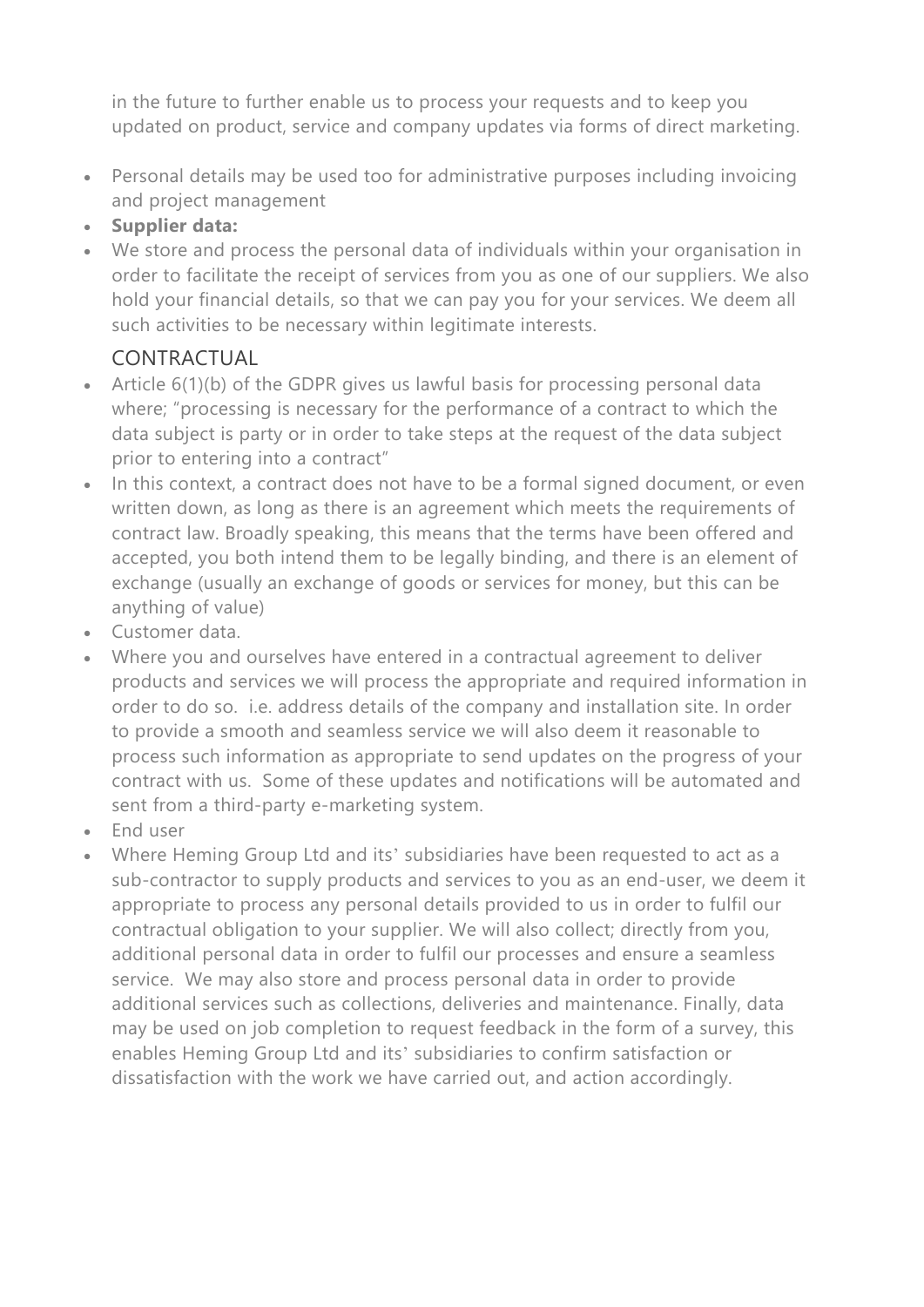in the future to further enable us to process your requests and to keep you updated on product, service and company updates via forms of direct marketing.

- Personal details may be used too for administrative purposes including invoicing and project management
- **Supplier data:**
- We store and process the personal data of individuals within your organisation in order to facilitate the receipt of services from you as one of our suppliers. We also hold your financial details, so that we can pay you for your services. We deem all such activities to be necessary within legitimate interests.

## CONTRACTUAL

- Article 6(1)(b) of the GDPR gives us lawful basis for processing personal data where; "processing is necessary for the performance of a contract to which the data subject is party or in order to take steps at the request of the data subject prior to entering into a contract"
- In this context, a contract does not have to be a formal signed document, or even written down, as long as there is an agreement which meets the requirements of contract law. Broadly speaking, this means that the terms have been offered and accepted, you both intend them to be legally binding, and there is an element of exchange (usually an exchange of goods or services for money, but this can be anything of value)
- Customer data.
- Where you and ourselves have entered in a contractual agreement to deliver products and services we will process the appropriate and required information in order to do so. i.e. address details of the company and installation site. In order to provide a smooth and seamless service we will also deem it reasonable to process such information as appropriate to send updates on the progress of your contract with us. Some of these updates and notifications will be automated and sent from a third-party e-marketing system.
- End user
- Where Heming Group Ltd and its' subsidiaries have been requested to act as a sub-contractor to supply products and services to you as an end-user, we deem it appropriate to process any personal details provided to us in order to fulfil our contractual obligation to your supplier. We will also collect; directly from you, additional personal data in order to fulfil our processes and ensure a seamless service. We may also store and process personal data in order to provide additional services such as collections, deliveries and maintenance. Finally, data may be used on job completion to request feedback in the form of a survey, this enables Heming Group Ltd and its' subsidiaries to confirm satisfaction or dissatisfaction with the work we have carried out, and action accordingly.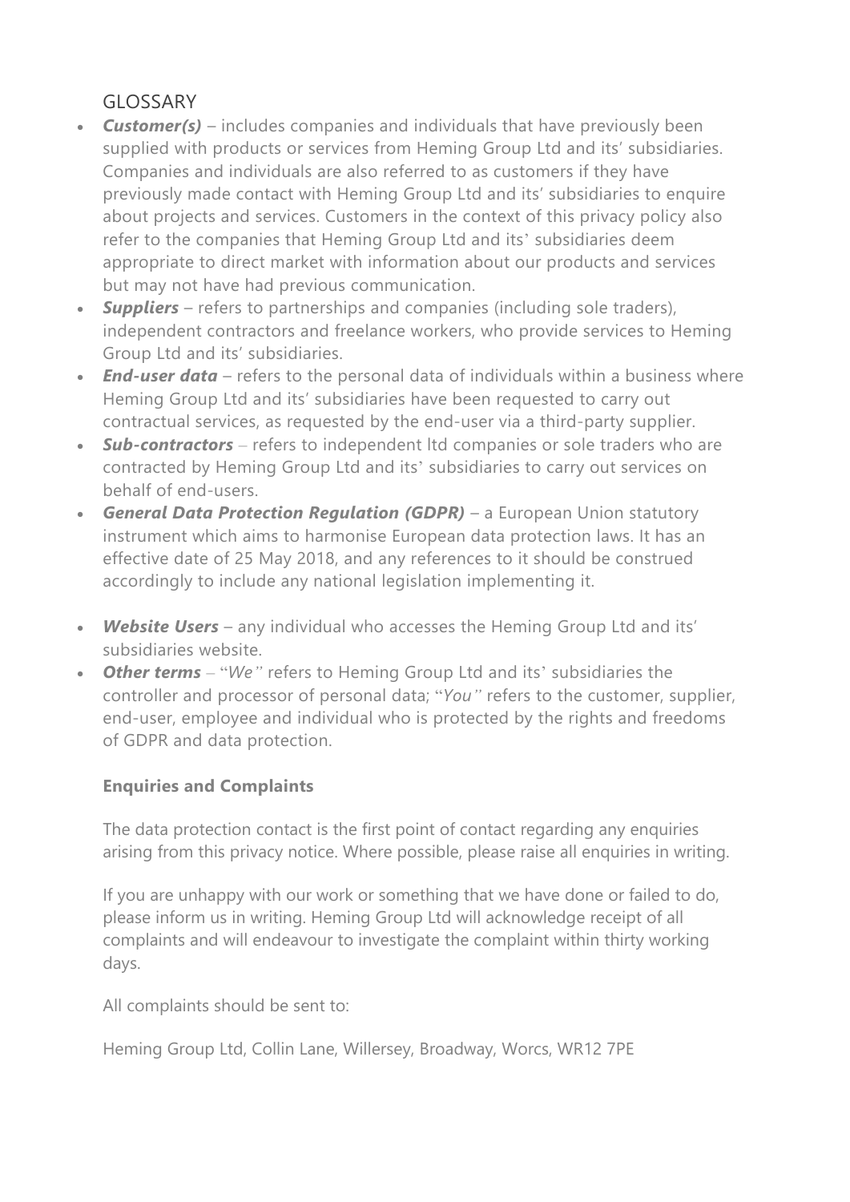## GLOSSARY

- ***Customer(s)*** – includes companies and individuals that have previously been supplied with products or services from Heming Group Ltd and its' subsidiaries. Companies and individuals are also referred to as customers if they have previously made contact with Heming Group Ltd and its' subsidiaries to enquire about projects and services. Customers in the context of this privacy policy also refer to the companies that Heming Group Ltd and its' subsidiaries deem appropriate to direct market with information about our products and services but may not have had previous communication.
- ***Suppliers*** – refers to partnerships and companies (including sole traders), independent contractors and freelance workers, who provide services to Heming Group Ltd and its' subsidiaries.
- ***End-user data*** – refers to the personal data of individuals within a business where Heming Group Ltd and its' subsidiaries have been requested to carry out contractual services, as requested by the end-user via a third-party supplier.
- ***Sub-contractors*** – refers to independent ltd companies or sole traders who are contracted by Heming Group Ltd and its' subsidiaries to carry out services on behalf of end-users.
- ***General Data Protection Regulation (GDPR)*** – a European Union statutory instrument which aims to harmonise European data protection laws. It has an effective date of 25 May 2018, and any references to it should be construed accordingly to include any national legislation implementing it.
- ***Website Users*** – any individual who accesses the Heming Group Ltd and its' subsidiaries website.
- ***Other terms*** – "*We*" refers to Heming Group Ltd and its' subsidiaries the controller and processor of personal data; "*You*" refers to the customer, supplier, end-user, employee and individual who is protected by the rights and freedoms of GDPR and data protection.

**Enquiries and Complaints**

The data protection contact is the first point of contact regarding any enquiries arising from this privacy notice. Where possible, please raise all enquiries in writing.

If you are unhappy with our work or something that we have done or failed to do, please inform us in writing. Heming Group Ltd will acknowledge receipt of all complaints and will endeavour to investigate the complaint within thirty working days.

All complaints should be sent to:

Heming Group Ltd, Collin Lane, Willersey, Broadway, Worcs, WR12 7PE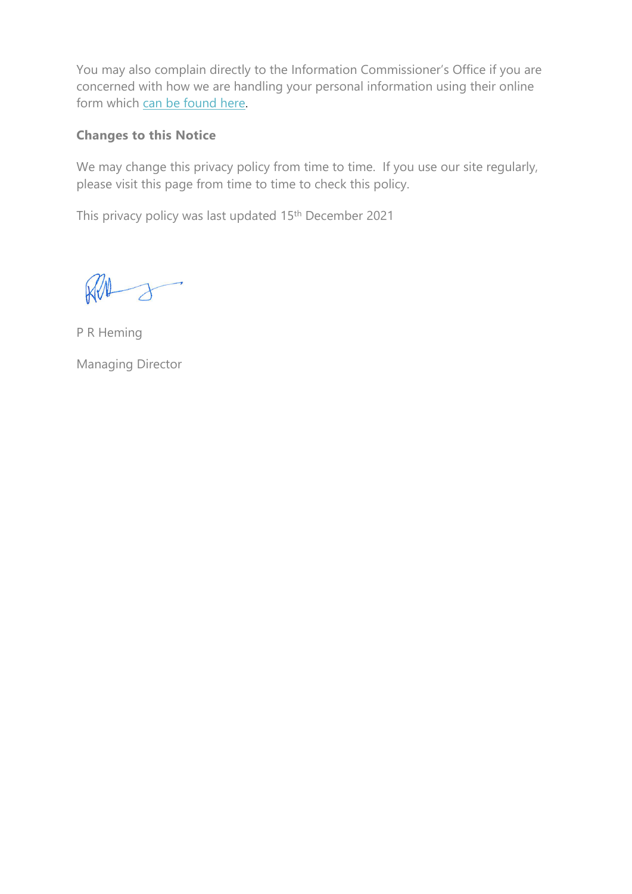You may also complain directly to the Information Commissioner's Office if you are concerned with how we are handling your personal information using their online form which [can be found here].

**Changes to this Notice**

We may change this privacy policy from time to time. If you use our site regularly, please visit this page from time to time to check this policy.

This privacy policy was last updated 15th December 2021

P R Heming

Managing Director